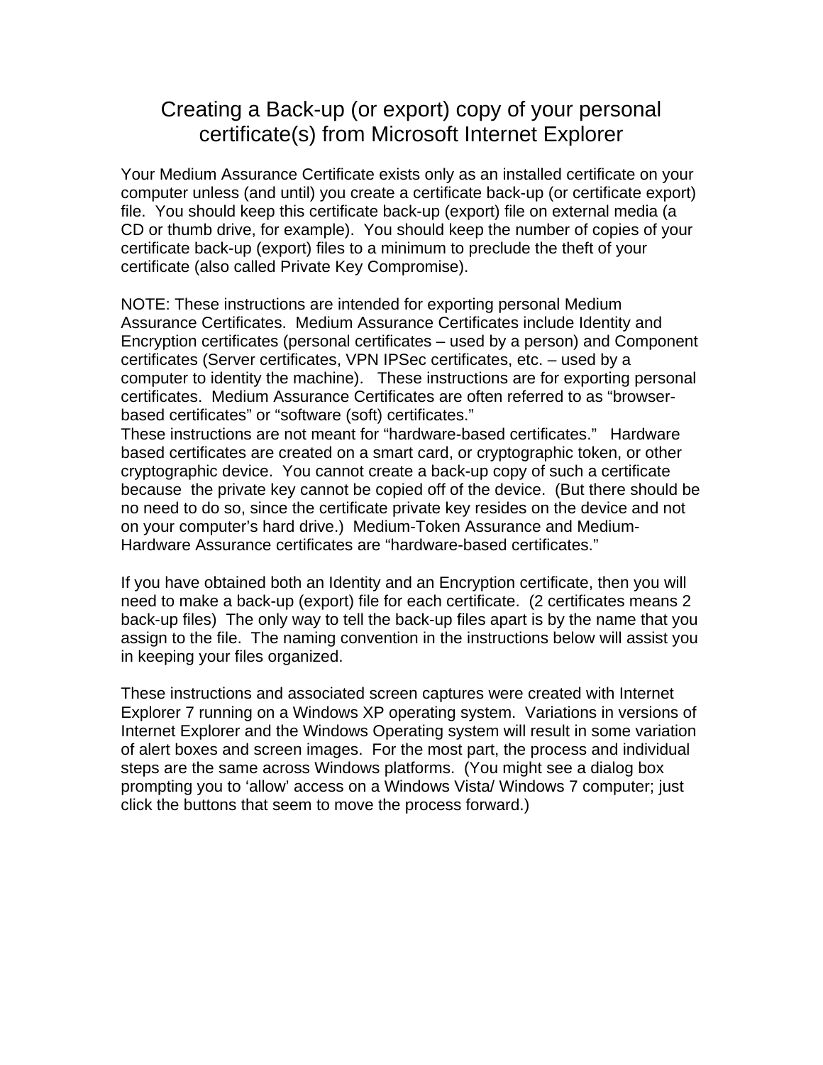# Creating a Back-up (or export) copy of your personal certificate(s) from Microsoft Internet Explorer

Your Medium Assurance Certificate exists only as an installed certificate on your computer unless (and until) you create a certificate back-up (or certificate export) file. You should keep this certificate back-up (export) file on external media (a CD or thumb drive, for example). You should keep the number of copies of your certificate back-up (export) files to a minimum to preclude the theft of your certificate (also called Private Key Compromise).

NOTE: These instructions are intended for exporting personal Medium Assurance Certificates. Medium Assurance Certificates include Identity and Encryption certificates (personal certificates – used by a person) and Component certificates (Server certificates, VPN IPSec certificates, etc. – used by a computer to identity the machine). These instructions are for exporting personal certificates. Medium Assurance Certificates are often referred to as "browser-based certificates" or "software (soft) certificates."
These instructions are not meant for "hardware-based certificates." Hardware based certificates are created on a smart card, or cryptographic token, or other cryptographic device. You cannot create a back-up copy of such a certificate because the private key cannot be copied off of the device. (But there should be no need to do so, since the certificate private key resides on the device and not on your computer's hard drive.) Medium-Token Assurance and Medium-Hardware Assurance certificates are "hardware-based certificates."

If you have obtained both an Identity and an Encryption certificate, then you will need to make a back-up (export) file for each certificate. (2 certificates means 2 back-up files) The only way to tell the back-up files apart is by the name that you assign to the file. The naming convention in the instructions below will assist you in keeping your files organized.

These instructions and associated screen captures were created with Internet Explorer 7 running on a Windows XP operating system. Variations in versions of Internet Explorer and the Windows Operating system will result in some variation of alert boxes and screen images. For the most part, the process and individual steps are the same across Windows platforms. (You might see a dialog box prompting you to 'allow' access on a Windows Vista/ Windows 7 computer; just click the buttons that seem to move the process forward.)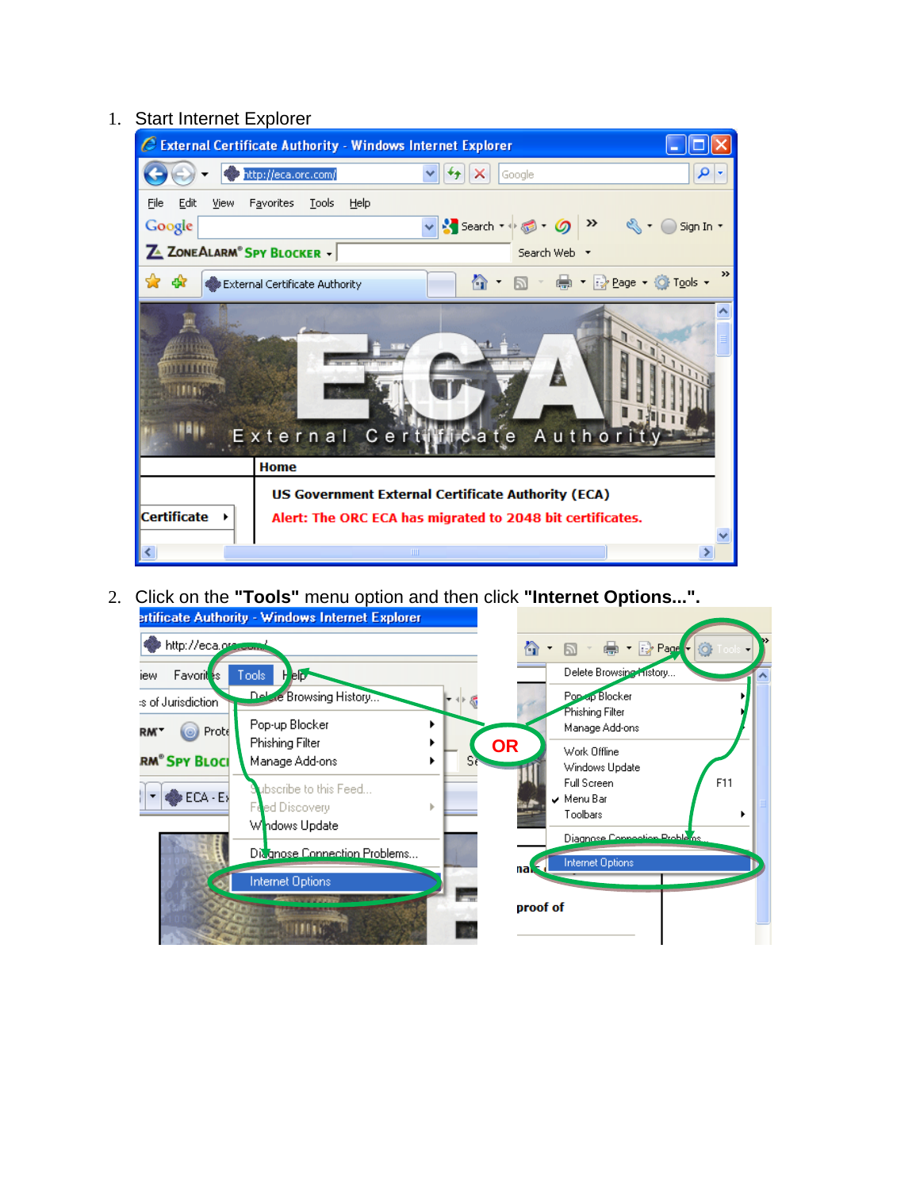1. Start Internet Explorer

2. Click on the **"Tools"** menu option and then click **"Internet Options..."**.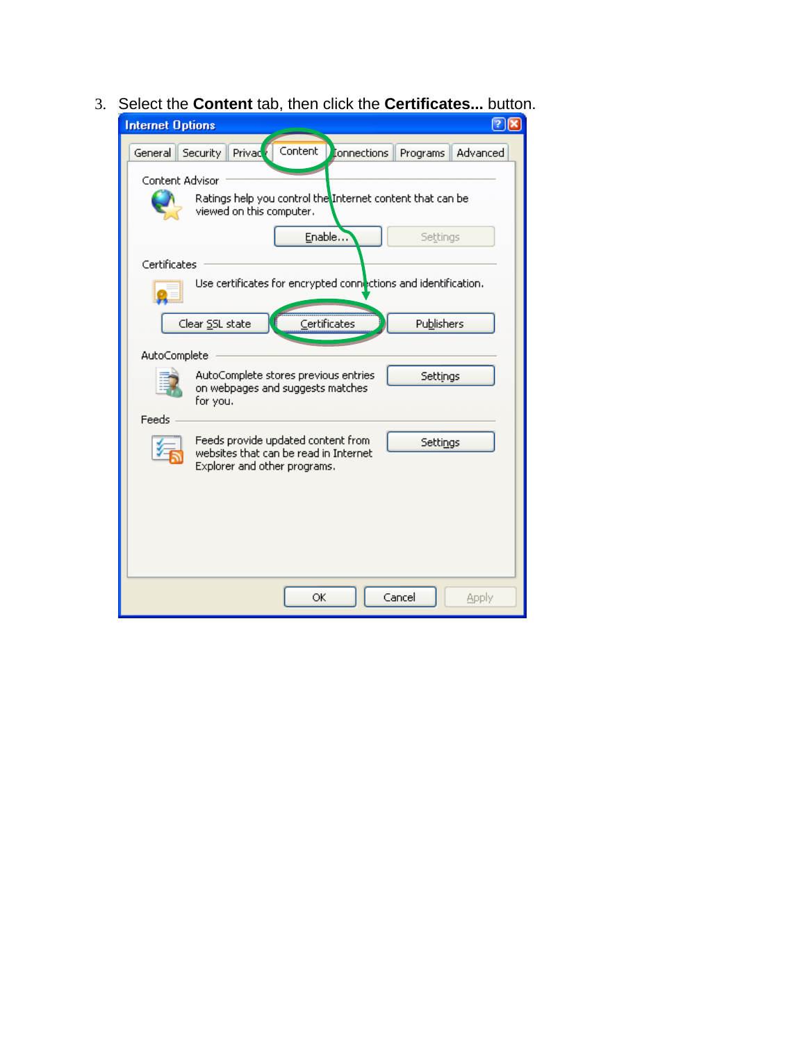3. Select the **Content** tab, then click the **Certificates...** button.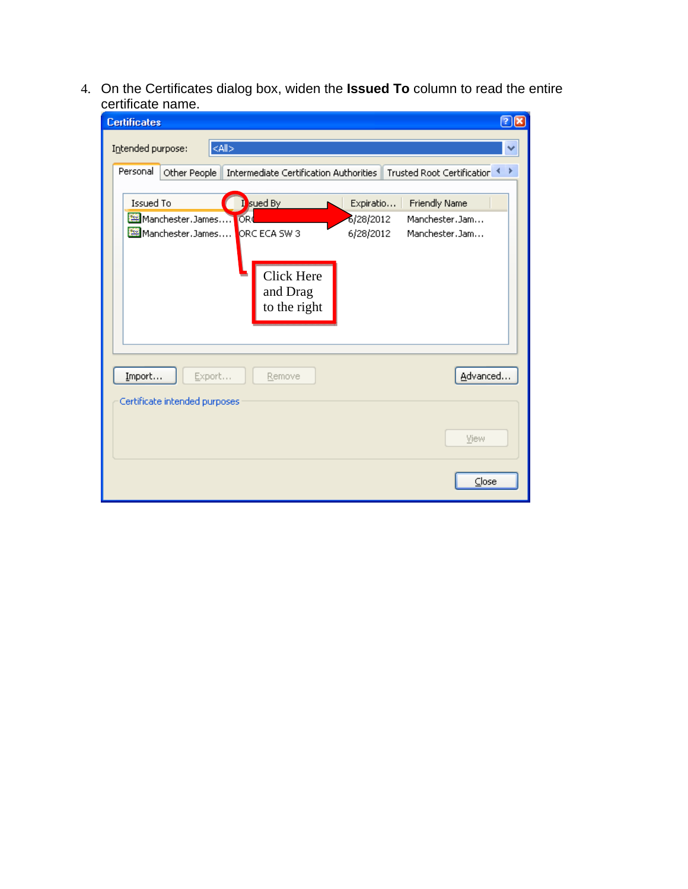4. On the Certificates dialog box, widen the **Issued To** column to read the entire certificate name.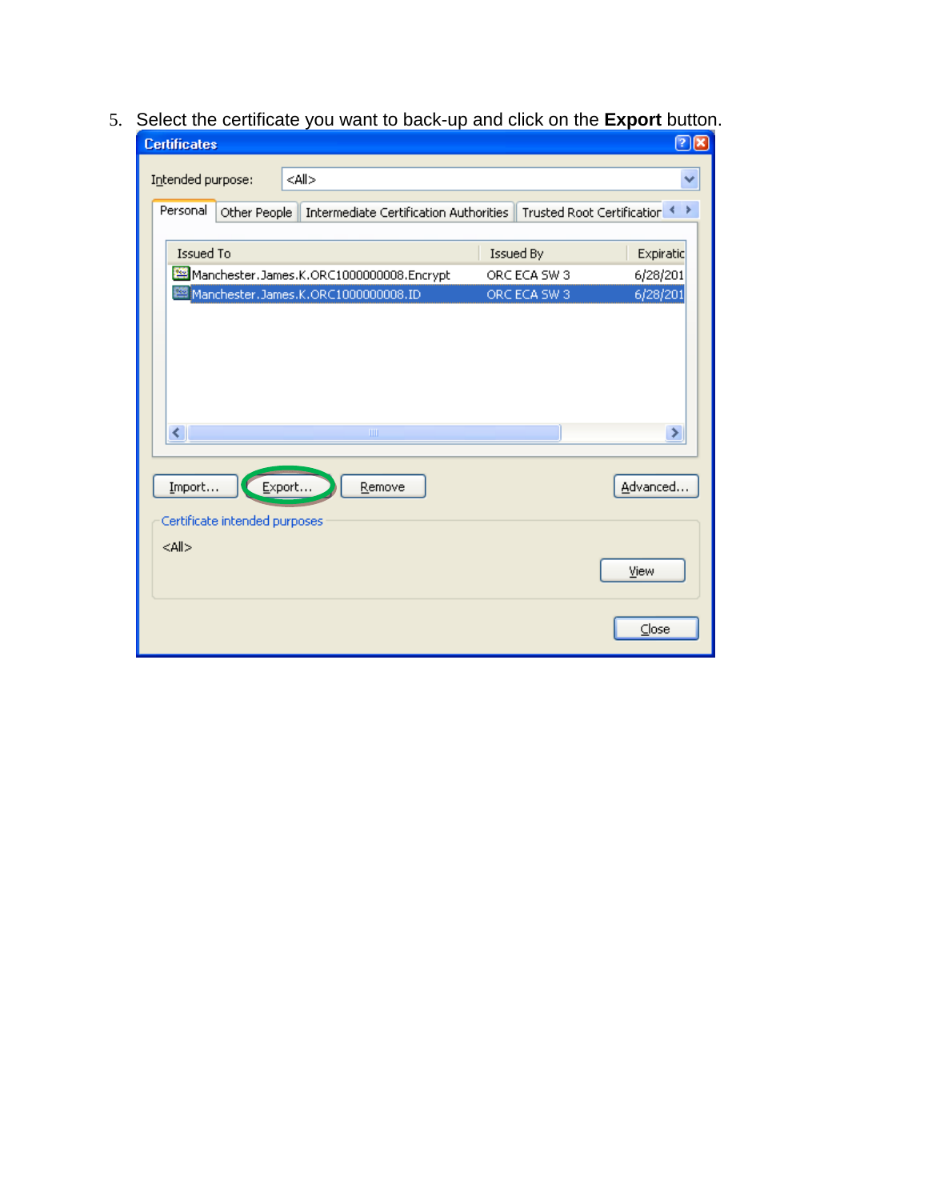5. Select the certificate you want to back-up and click on the **Export** button.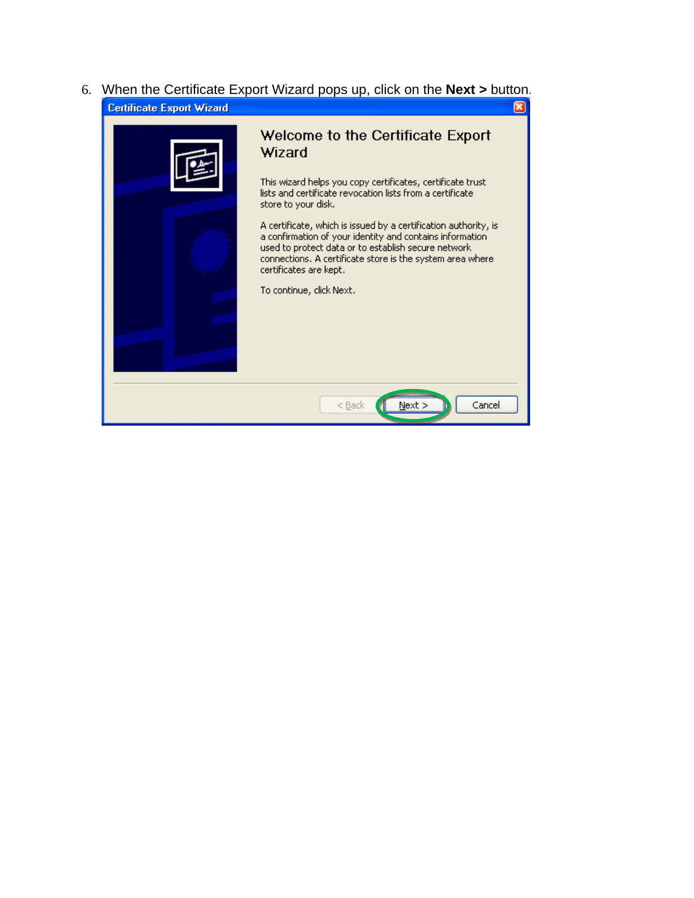6. When the Certificate Export Wizard pops up, click on the **Next >** button.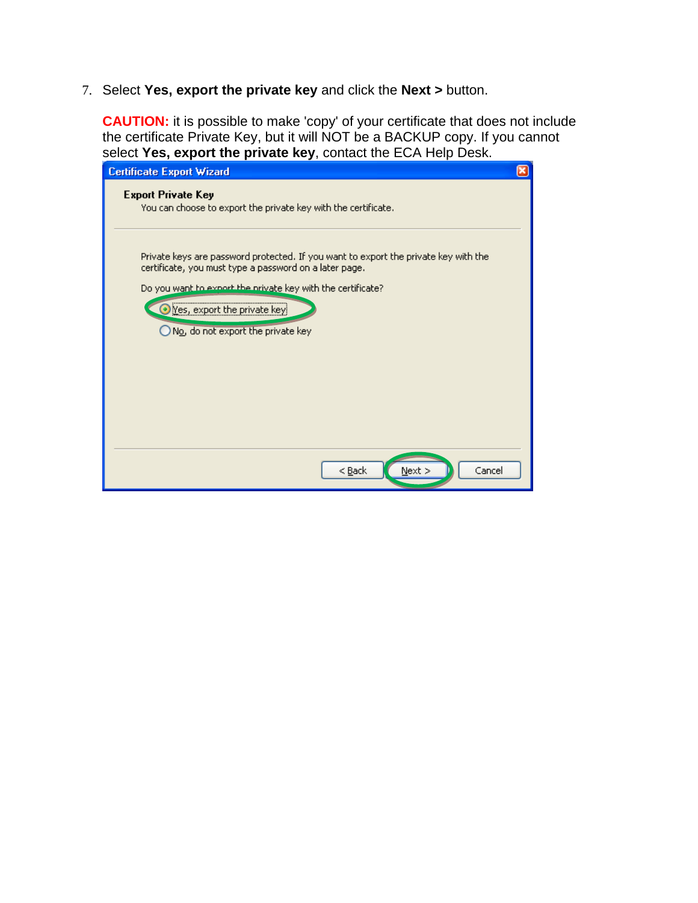7. Select **Yes, export the private key** and click the **Next >** button.

   **CAUTION:** it is possible to make 'copy' of your certificate that does not include the certificate Private Key, but it will NOT be a BACKUP copy. If you cannot select **Yes, export the private key**, contact the ECA Help Desk.

Certificate Export Wizard

**Export Private Key**
You can choose to export the private key with the certificate.

Private keys are password protected. If you want to export the private key with the certificate, you must type a password on a later page.

Do you want to export the private key with the certificate?

- Yes, export the private key
- No, do not export the private key

< Back | Next > | Cancel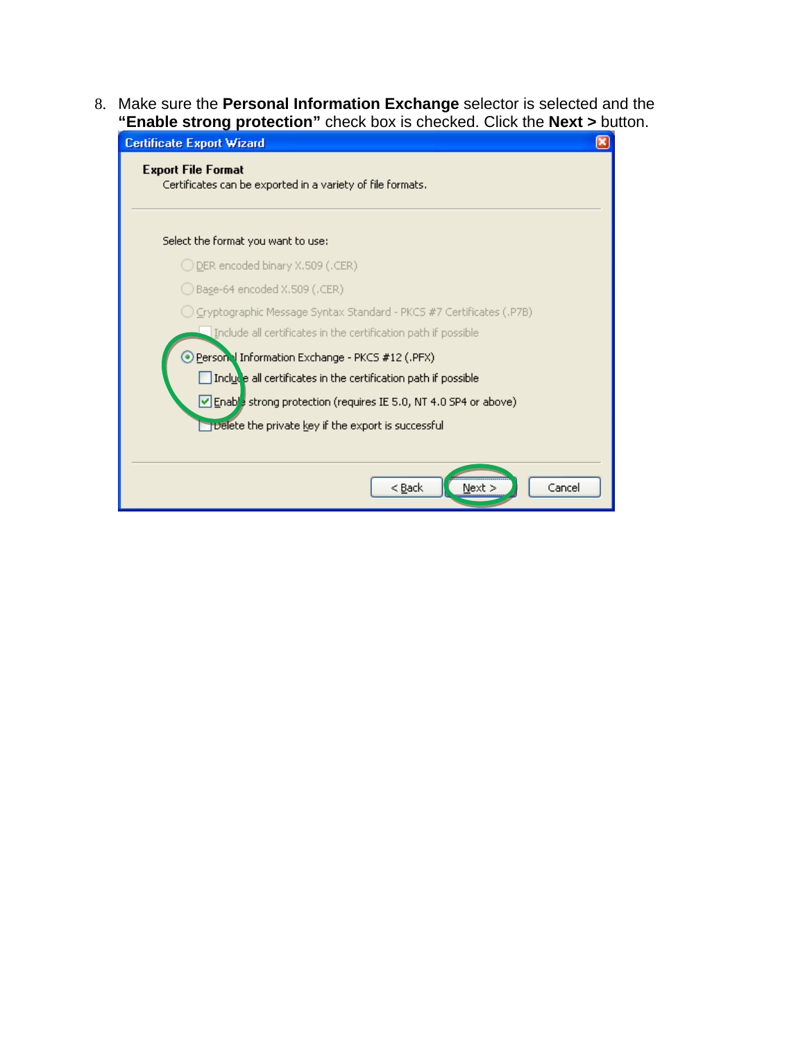8. Make sure the **Personal Information Exchange** selector is selected and the **"Enable strong protection"** check box is checked. Click the **Next >** button.

Certificate Export Wizard

**Export File Format**

Certificates can be exported in a variety of file formats.

Select the format you want to use:

- DER encoded binary X.509 (.CER)
- Base-64 encoded X.509 (.CER)
- Cryptographic Message Syntax Standard - PKCS #7 Certificates (.P7B)
  - Include all certificates in the certification path if possible
- Personal Information Exchange - PKCS #12 (.PFX)
  - Include all certificates in the certification path if possible
  - Enable strong protection (requires IE 5.0, NT 4.0 SP4 or above)
  - Delete the private key if the export is successful

< Back | Next > | Cancel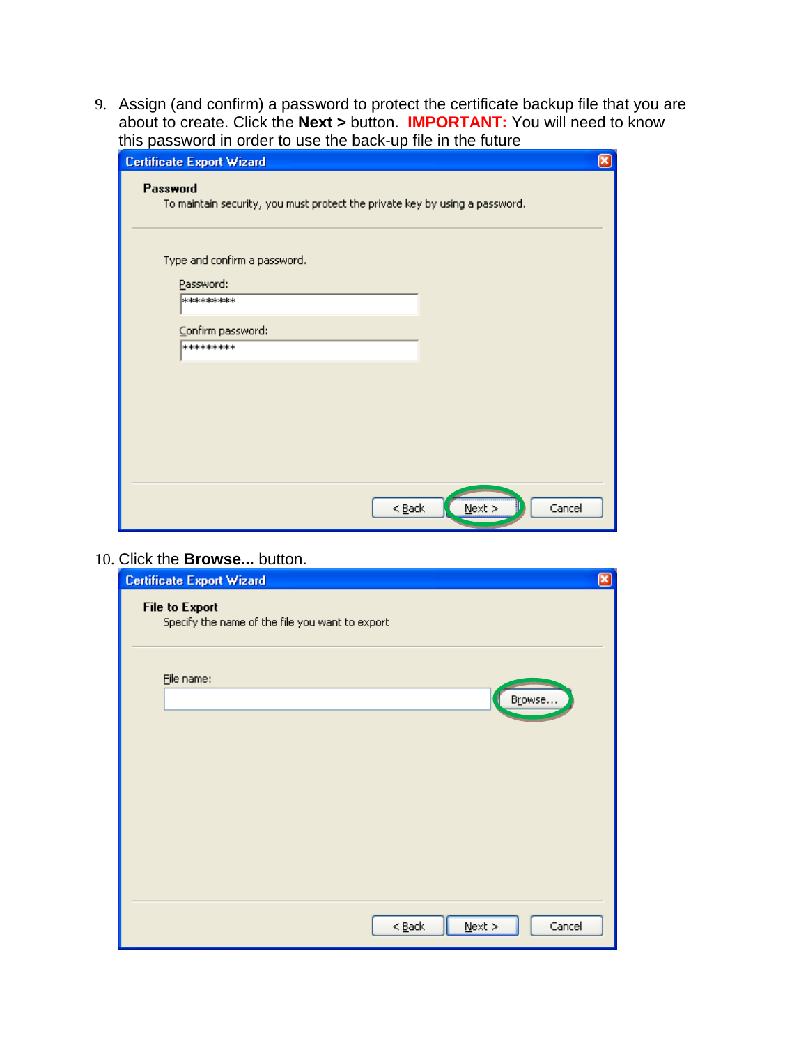9. Assign (and confirm) a password to protect the certificate backup file that you are about to create. Click the **Next >** button. **IMPORTANT:** You will need to know this password in order to use the back-up file in the future

10. Click the **Browse...** button.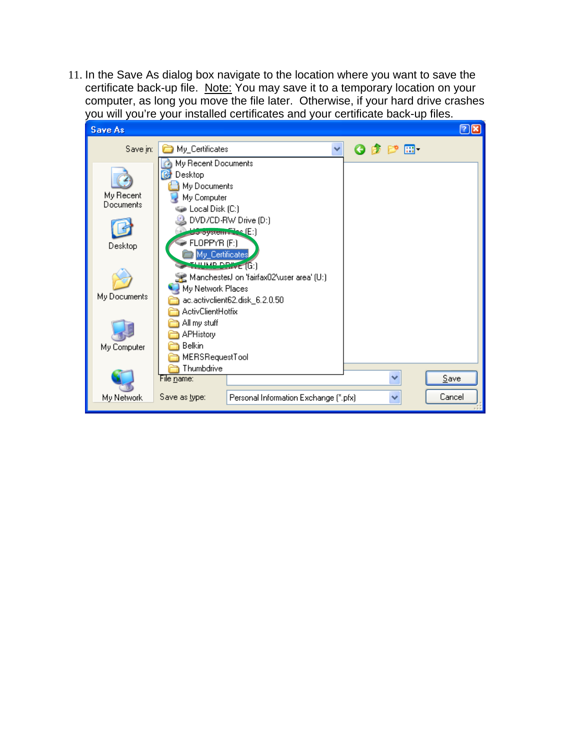11. In the Save As dialog box navigate to the location where you want to save the certificate back-up file. Note: You may save it to a temporary location on your computer, as long you move the file later. Otherwise, if your hard drive crashes you will you're your installed certificates and your certificate back-up files.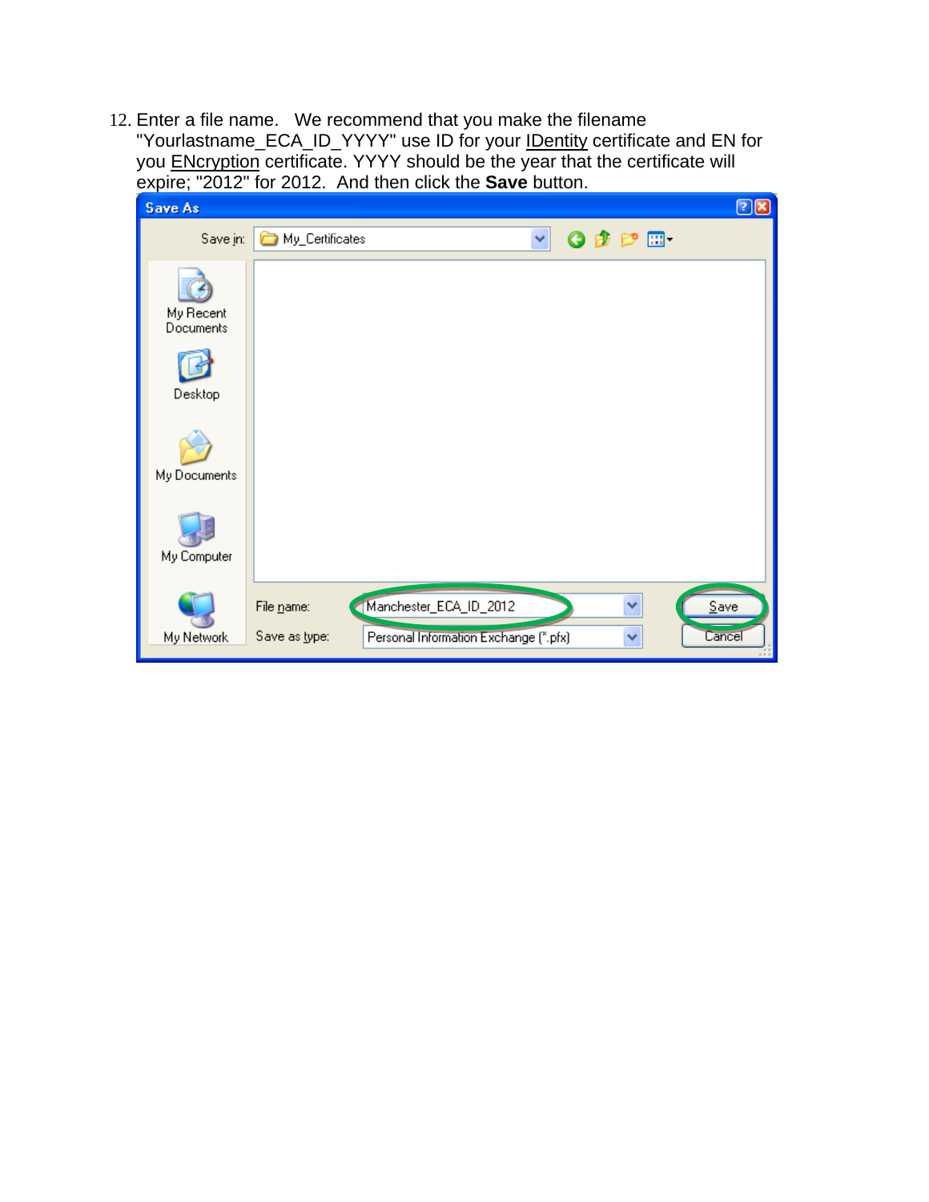12. Enter a file name. We recommend that you make the filename "Yourlastname_ECA_ID_YYYY" use ID for your IDentity certificate and EN for you ENcryption certificate. YYYY should be the year that the certificate will expire; "2012" for 2012. And then click the **Save** button.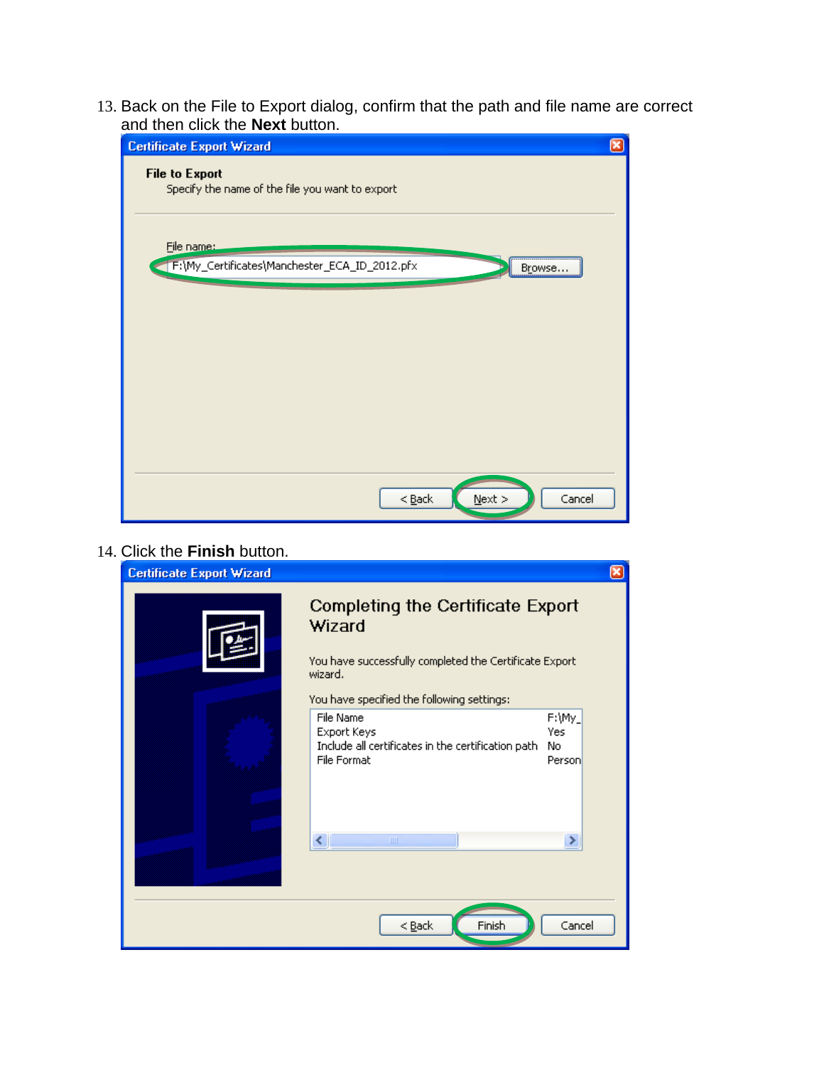13. Back on the File to Export dialog, confirm that the path and file name are correct and then click the **Next** button.

14. Click the **Finish** button.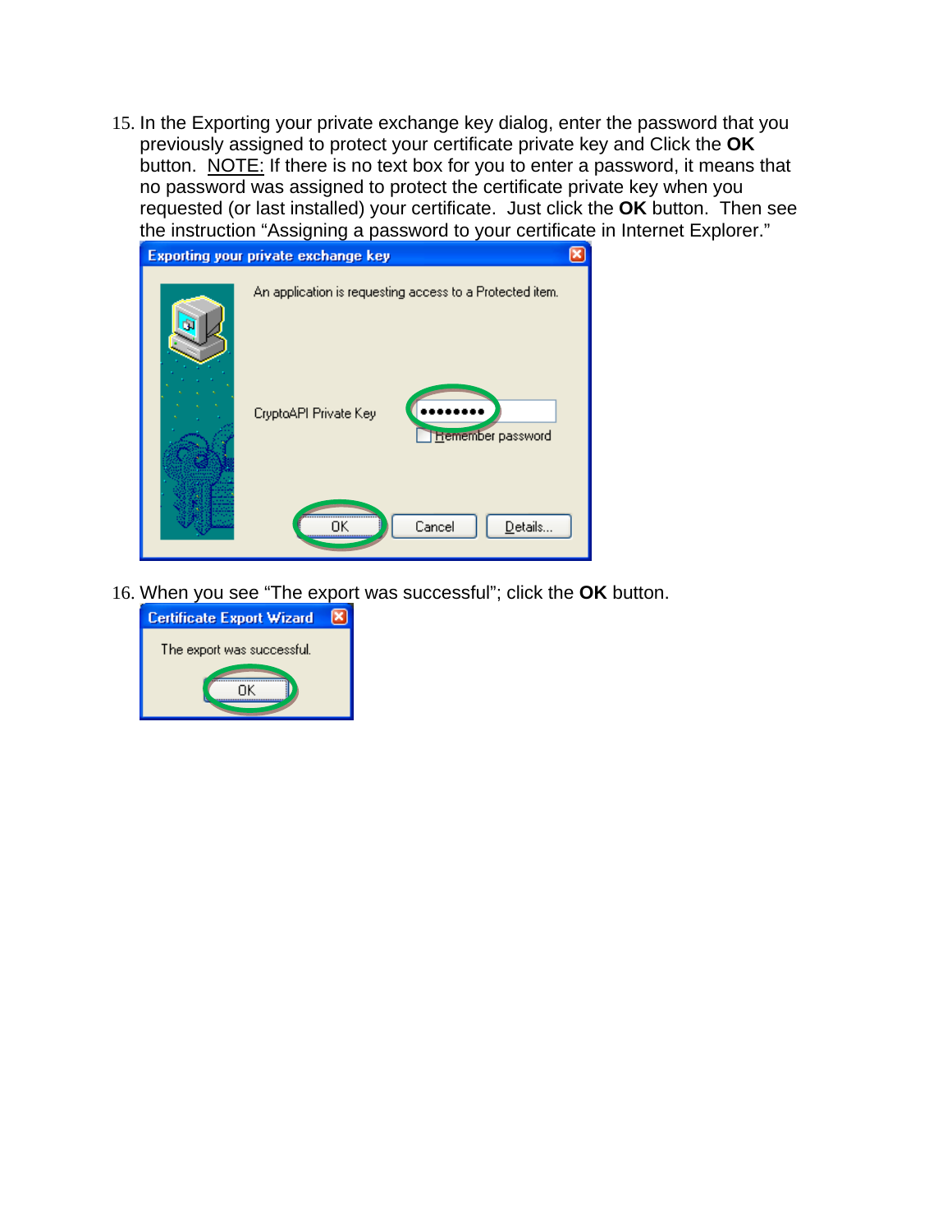15. In the Exporting your private exchange key dialog, enter the password that you previously assigned to protect your certificate private key and Click the **OK** button. NOTE: If there is no text box for you to enter a password, it means that no password was assigned to protect the certificate private key when you requested (or last installed) your certificate. Just click the **OK** button. Then see the instruction "Assigning a password to your certificate in Internet Explorer."

16. When you see "The export was successful"; click the **OK** button.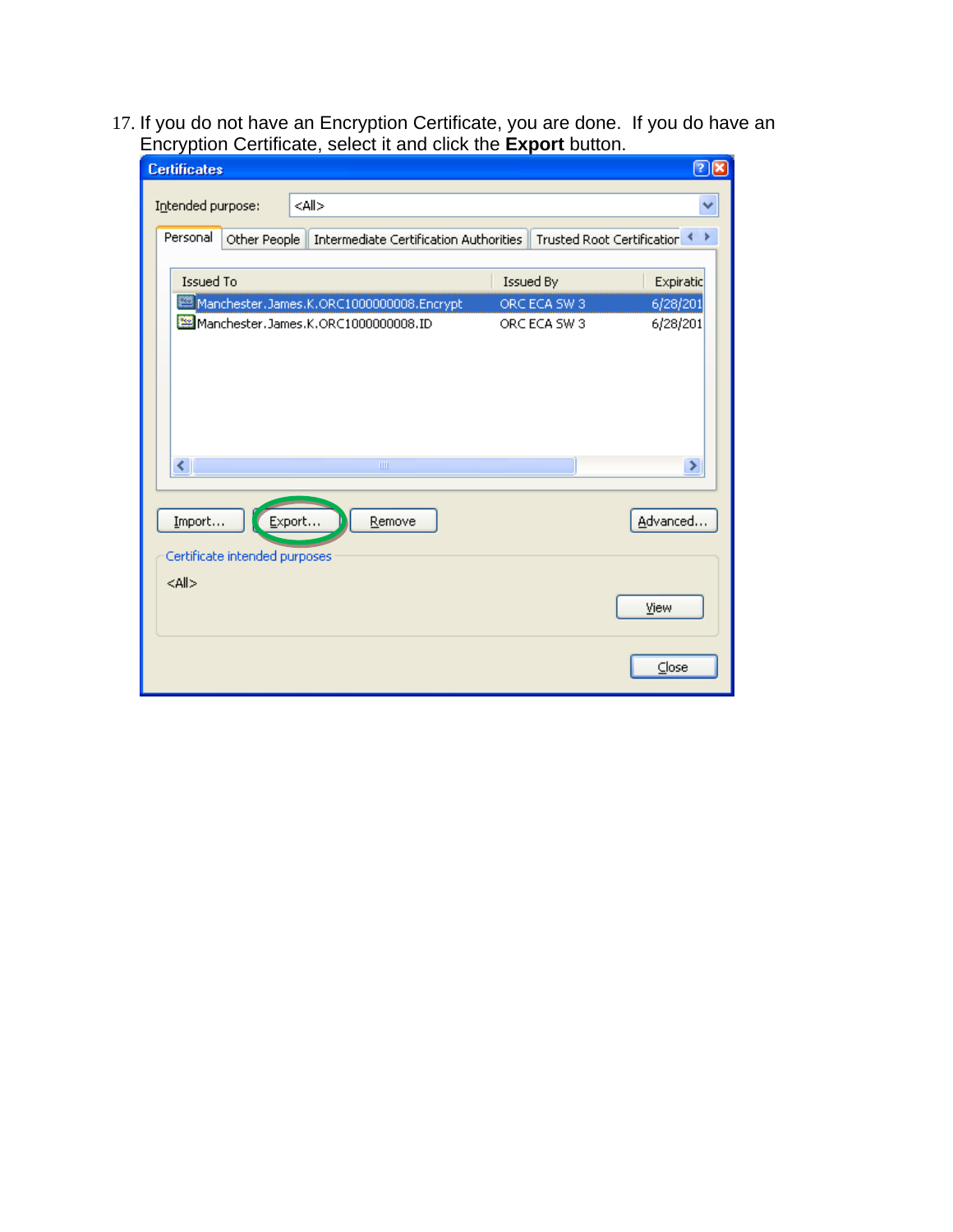17. If you do not have an Encryption Certificate, you are done. If you do have an Encryption Certificate, select it and click the **Export** button.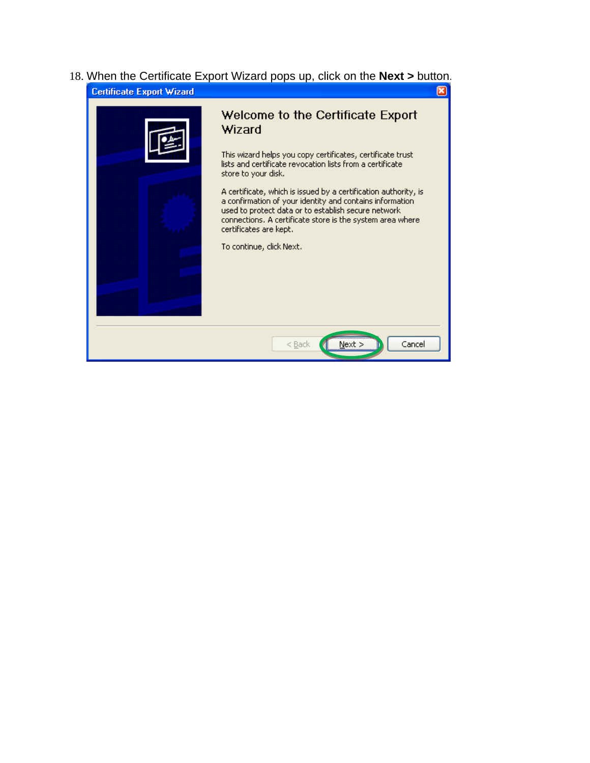18. When the Certificate Export Wizard pops up, click on the **Next >** button.

Certificate Export Wizard

**Welcome to the Certificate Export Wizard**

This wizard helps you copy certificates, certificate trust lists and certificate revocation lists from a certificate store to your disk.

A certificate, which is issued by a certification authority, is a confirmation of your identity and contains information used to protect data or to establish secure network connections. A certificate store is the system area where certificates are kept.

To continue, click Next.

< Back | Next > | Cancel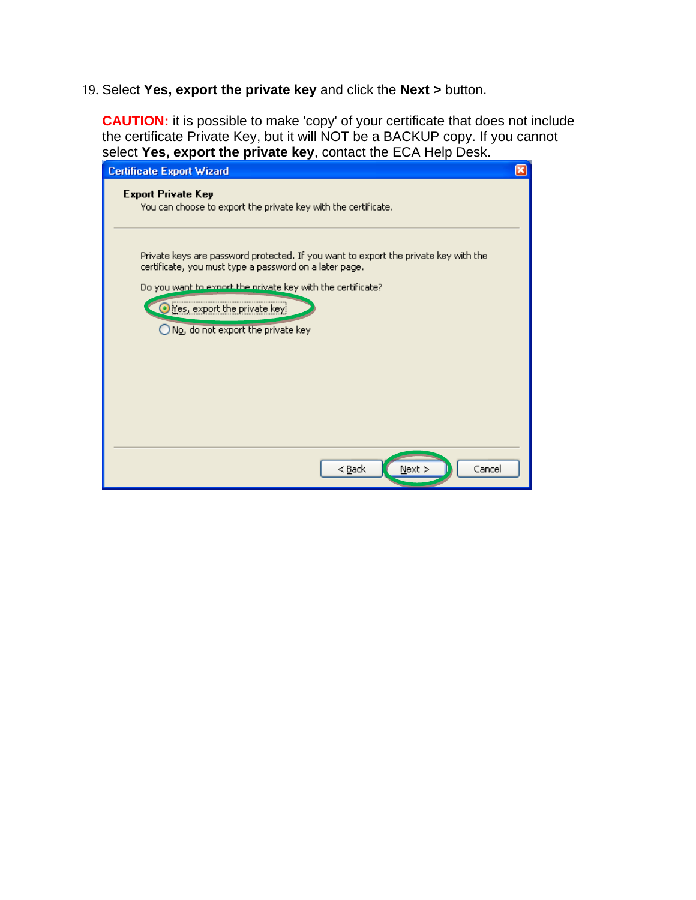19. Select **Yes, export the private key** and click the **Next >** button.

    **CAUTION:** it is possible to make 'copy' of your certificate that does not include the certificate Private Key, but it will NOT be a BACKUP copy. If you cannot select **Yes, export the private key**, contact the ECA Help Desk.

Certificate Export Wizard

**Export Private Key**

You can choose to export the private key with the certificate.

Private keys are password protected. If you want to export the private key with the certificate, you must type a password on a later page.

Do you want to export the private key with the certificate?

- (•) Yes, export the private key
- ( ) No, do not export the private key

< Back | Next > | Cancel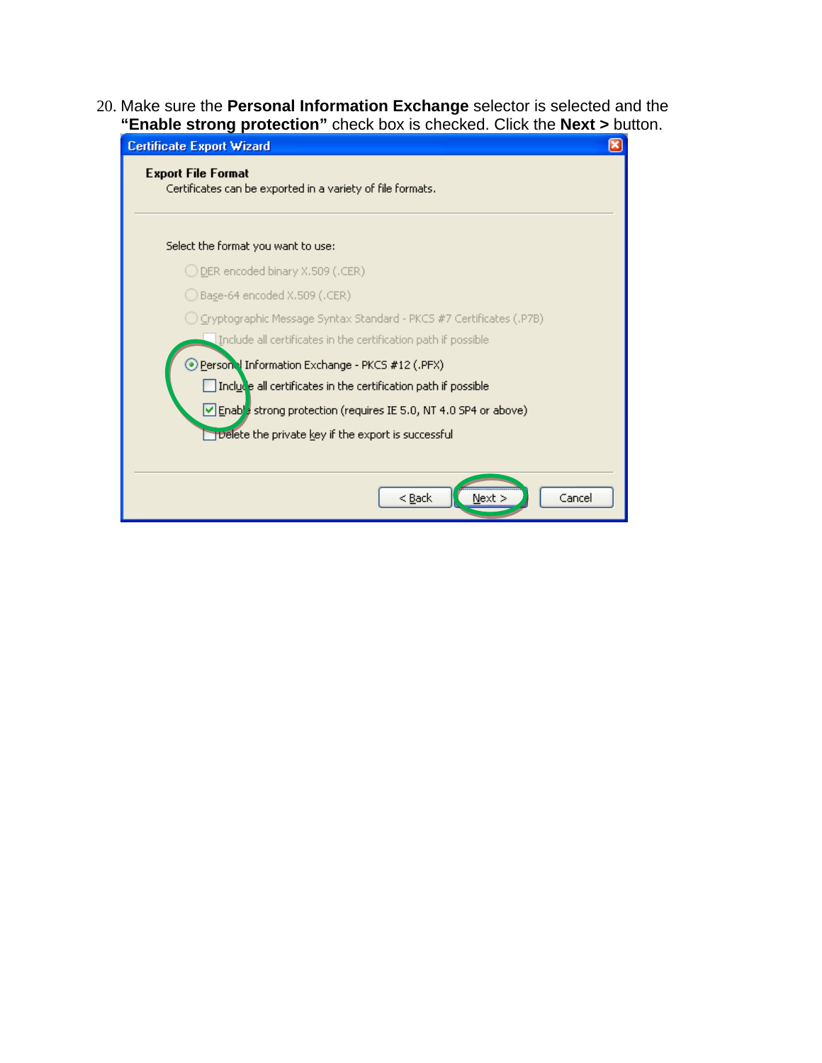20. Make sure the **Personal Information Exchange** selector is selected and the **"Enable strong protection"** check box is checked. Click the **Next >** button.

Certificate Export Wizard

**Export File Format**

Certificates can be exported in a variety of file formats.

Select the format you want to use:

- DER encoded binary X.509 (.CER)
- Base-64 encoded X.509 (.CER)
- Cryptographic Message Syntax Standard - PKCS #7 Certificates (.P7B)
  - Include all certificates in the certification path if possible
- Personal Information Exchange - PKCS #12 (.PFX)
  - Include all certificates in the certification path if possible
  - Enable strong protection (requires IE 5.0, NT 4.0 SP4 or above)
  - Delete the private key if the export is successful

< Back | Next > | Cancel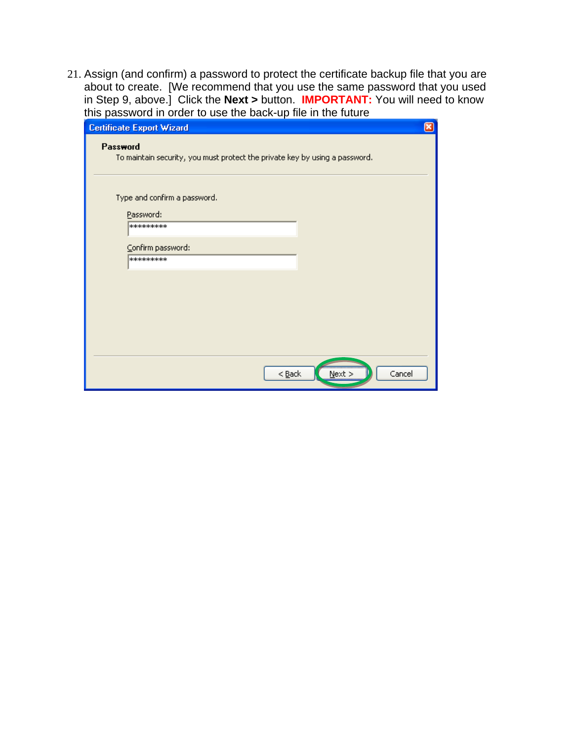21. Assign (and confirm) a password to protect the certificate backup file that you are about to create. [We recommend that you use the same password that you used in Step 9, above.] Click the **Next >** button. **IMPORTANT:** You will need to know this password in order to use the back-up file in the future

**Certificate Export Wizard**

**Password**

To maintain security, you must protect the private key by using a password.

Type and confirm a password.

Password:

*********

Confirm password:

*********

< Back | Next > | Cancel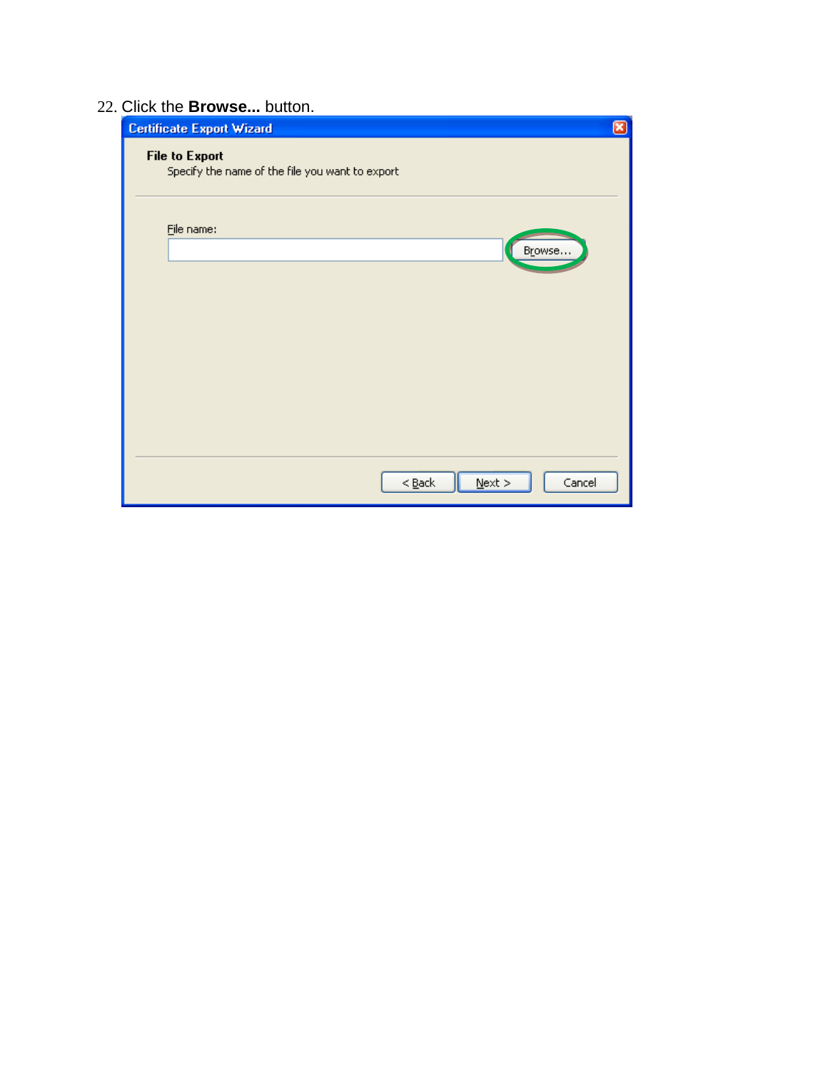22. Click the **Browse...** button.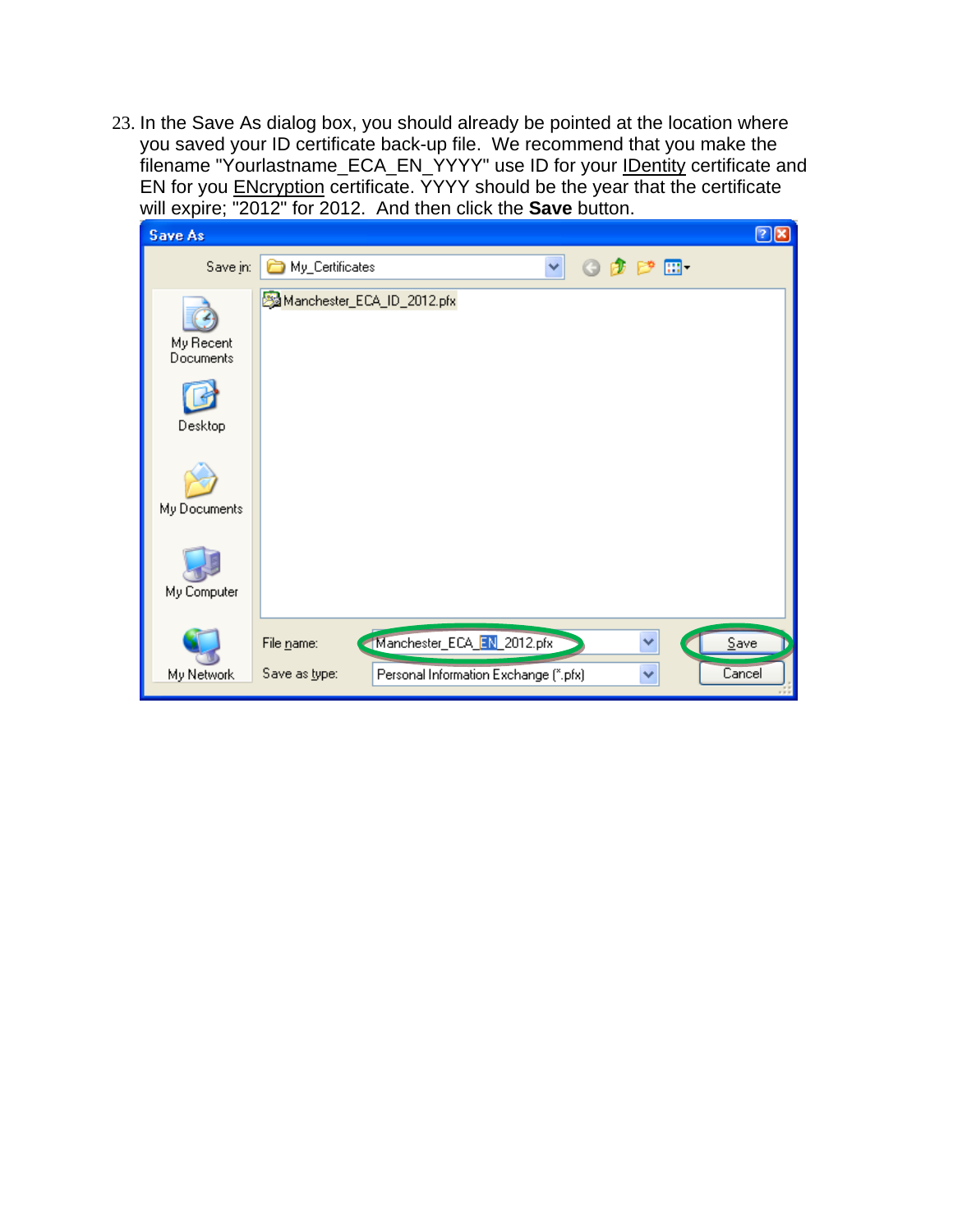23. In the Save As dialog box, you should already be pointed at the location where you saved your ID certificate back-up file. We recommend that you make the filename "Yourlastname_ECA_EN_YYYY" use ID for your IDentity certificate and EN for you ENcryption certificate. YYYY should be the year that the certificate will expire; "2012" for 2012. And then click the **Save** button.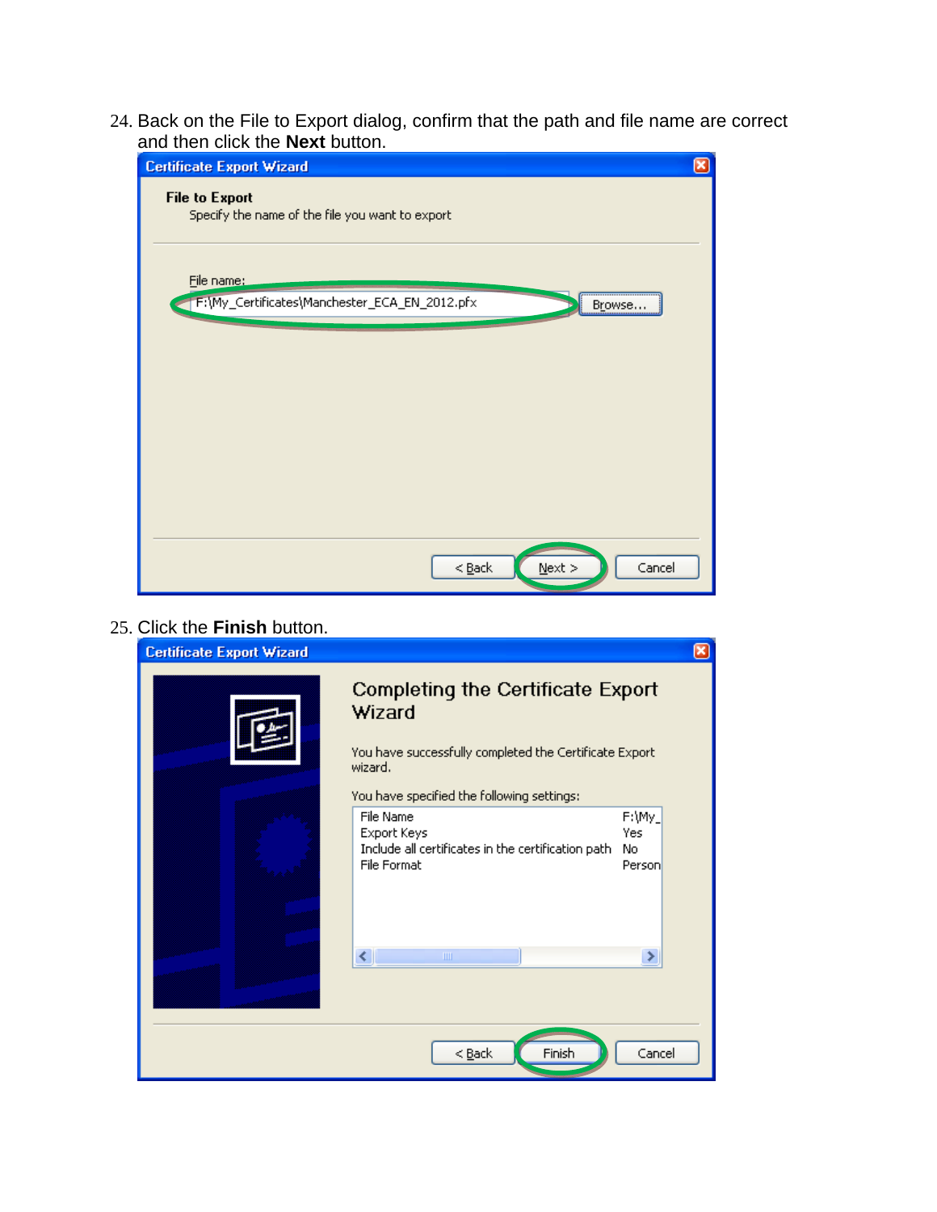24. Back on the File to Export dialog, confirm that the path and file name are correct and then click the **Next** button.

25. Click the **Finish** button.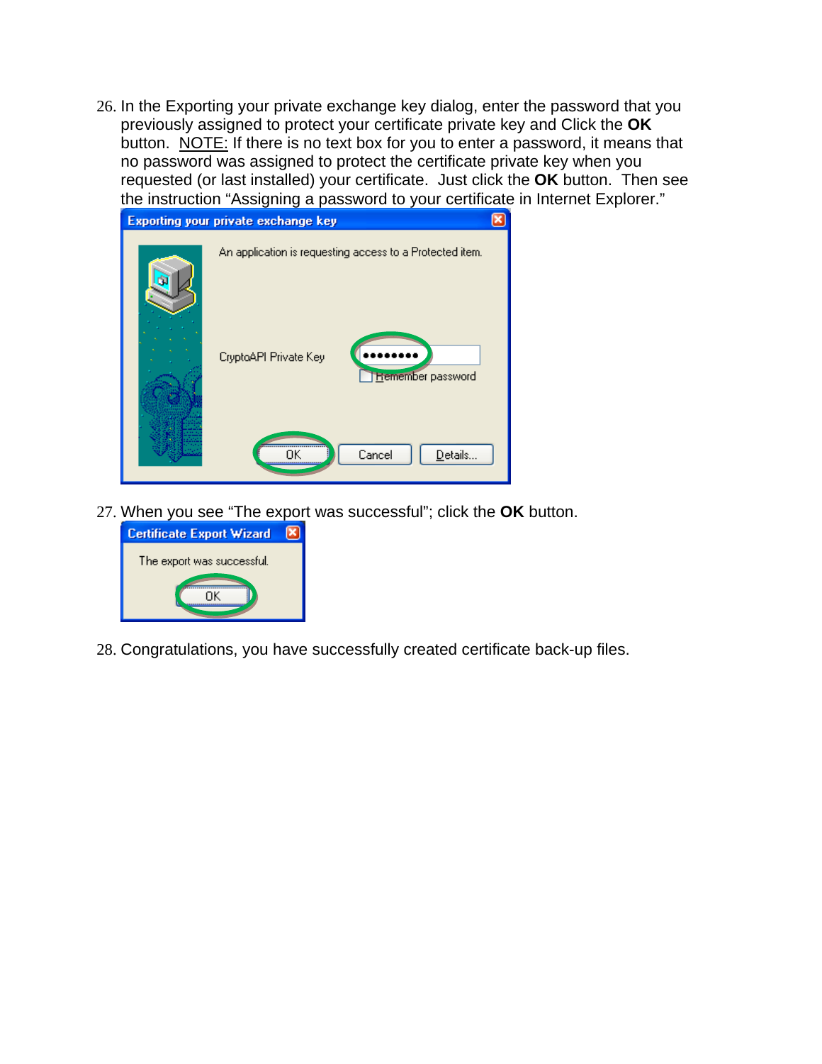26. In the Exporting your private exchange key dialog, enter the password that you previously assigned to protect your certificate private key and Click the **OK** button. NOTE: If there is no text box for you to enter a password, it means that no password was assigned to protect the certificate private key when you requested (or last installed) your certificate. Just click the **OK** button. Then see the instruction “Assigning a password to your certificate in Internet Explorer.”

27. When you see “The export was successful”; click the **OK** button.

28. Congratulations, you have successfully created certificate back-up files.